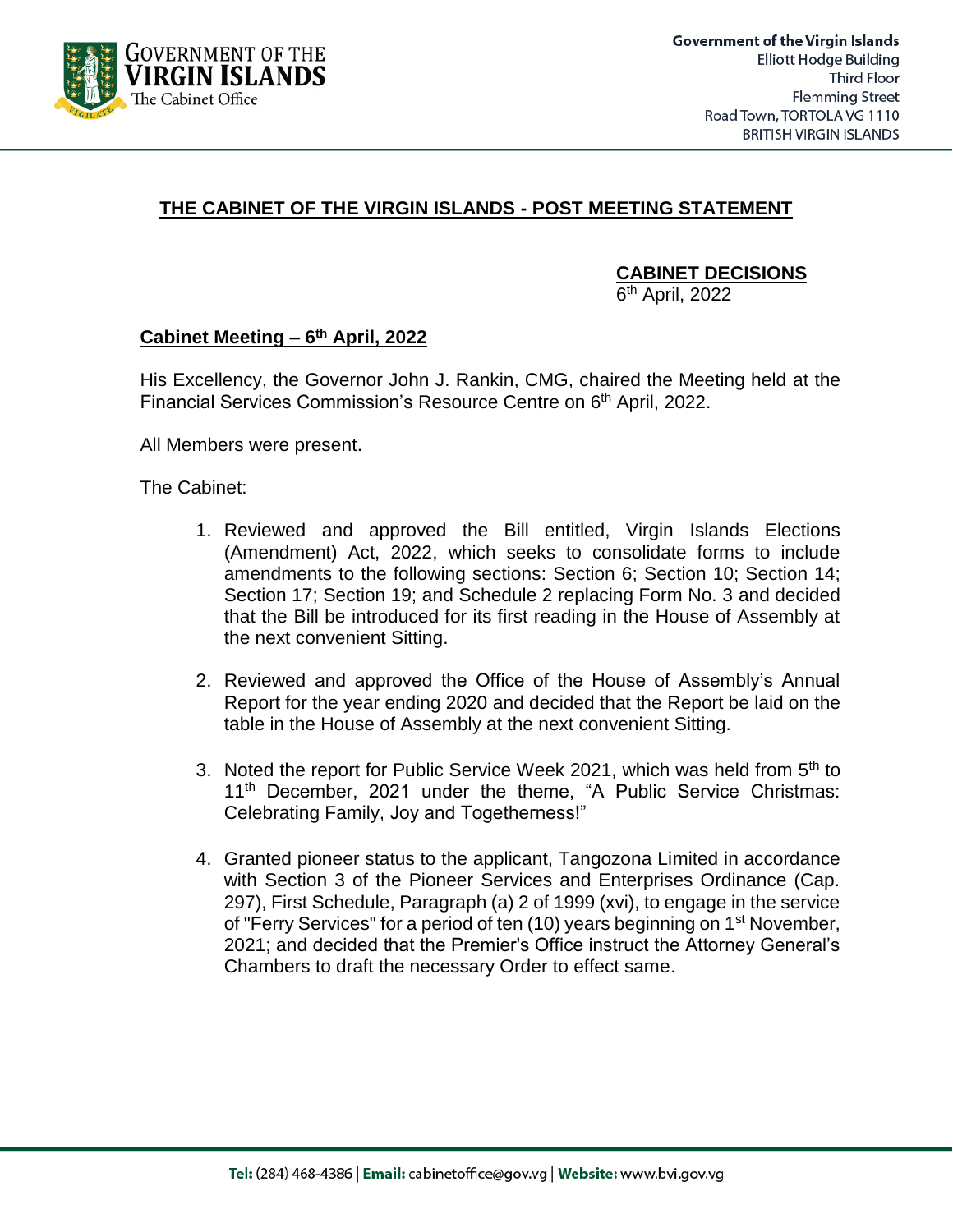Government of the Virgin Islands
Elliott Hodge Building
Third Floor
Flemming Street
Road Town, TORTOLA VG 1110
BRITISH VIRGIN ISLANDS

# THE CABINET OF THE VIRGIN ISLANDS - POST MEETING STATEMENT

**CABINET DECISIONS**
6th April, 2022

## Cabinet Meeting – 6th April, 2022

His Excellency, the Governor John J. Rankin, CMG, chaired the Meeting held at the Financial Services Commission's Resource Centre on 6th April, 2022.

All Members were present.

The Cabinet:

1. Reviewed and approved the Bill entitled, Virgin Islands Elections (Amendment) Act, 2022, which seeks to consolidate forms to include amendments to the following sections: Section 6; Section 10; Section 14; Section 17; Section 19; and Schedule 2 replacing Form No. 3 and decided that the Bill be introduced for its first reading in the House of Assembly at the next convenient Sitting.

2. Reviewed and approved the Office of the House of Assembly's Annual Report for the year ending 2020 and decided that the Report be laid on the table in the House of Assembly at the next convenient Sitting.

3. Noted the report for Public Service Week 2021, which was held from 5th to 11th December, 2021 under the theme, "A Public Service Christmas: Celebrating Family, Joy and Togetherness!"

4. Granted pioneer status to the applicant, Tangozona Limited in accordance with Section 3 of the Pioneer Services and Enterprises Ordinance (Cap. 297), First Schedule, Paragraph (a) 2 of 1999 (xvi), to engage in the service of "Ferry Services" for a period of ten (10) years beginning on 1st November, 2021; and decided that the Premier's Office instruct the Attorney General's Chambers to draft the necessary Order to effect same.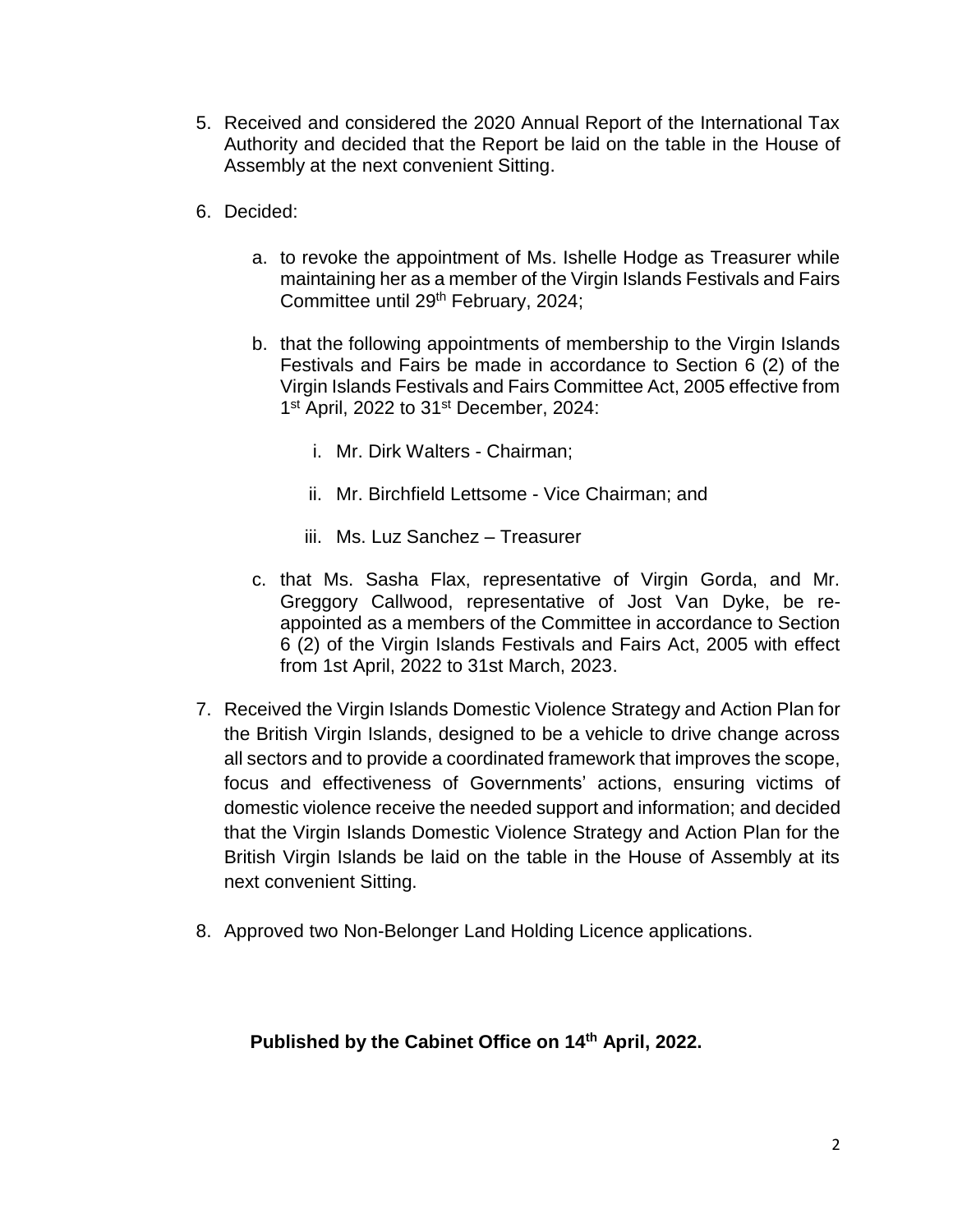5. Received and considered the 2020 Annual Report of the International Tax Authority and decided that the Report be laid on the table in the House of Assembly at the next convenient Sitting.

6. Decided:

   a. to revoke the appointment of Ms. Ishelle Hodge as Treasurer while maintaining her as a member of the Virgin Islands Festivals and Fairs Committee until 29th February, 2024;

   b. that the following appointments of membership to the Virgin Islands Festivals and Fairs be made in accordance to Section 6 (2) of the Virgin Islands Festivals and Fairs Committee Act, 2005 effective from 1st April, 2022 to 31st December, 2024:

      i. Mr. Dirk Walters - Chairman;

      ii. Mr. Birchfield Lettsome - Vice Chairman; and

      iii. Ms. Luz Sanchez – Treasurer

   c. that Ms. Sasha Flax, representative of Virgin Gorda, and Mr. Greggory Callwood, representative of Jost Van Dyke, be re-appointed as a members of the Committee in accordance to Section 6 (2) of the Virgin Islands Festivals and Fairs Act, 2005 with effect from 1st April, 2022 to 31st March, 2023.

7. Received the Virgin Islands Domestic Violence Strategy and Action Plan for the British Virgin Islands, designed to be a vehicle to drive change across all sectors and to provide a coordinated framework that improves the scope, focus and effectiveness of Governments' actions, ensuring victims of domestic violence receive the needed support and information; and decided that the Virgin Islands Domestic Violence Strategy and Action Plan for the British Virgin Islands be laid on the table in the House of Assembly at its next convenient Sitting.

8. Approved two Non-Belonger Land Holding Licence applications.

**Published by the Cabinet Office on 14th April, 2022.**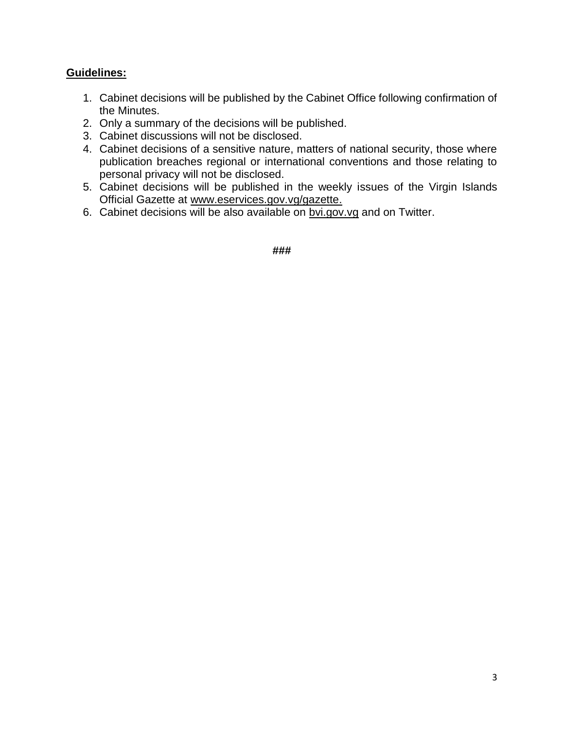**Guidelines:**

1. Cabinet decisions will be published by the Cabinet Office following confirmation of the Minutes.
2. Only a summary of the decisions will be published.
3. Cabinet discussions will not be disclosed.
4. Cabinet decisions of a sensitive nature, matters of national security, those where publication breaches regional or international conventions and those relating to personal privacy will not be disclosed.
5. Cabinet decisions will be published in the weekly issues of the Virgin Islands Official Gazette at www.eservices.gov.vg/gazette.
6. Cabinet decisions will be also available on bvi.gov.vg and on Twitter.

###